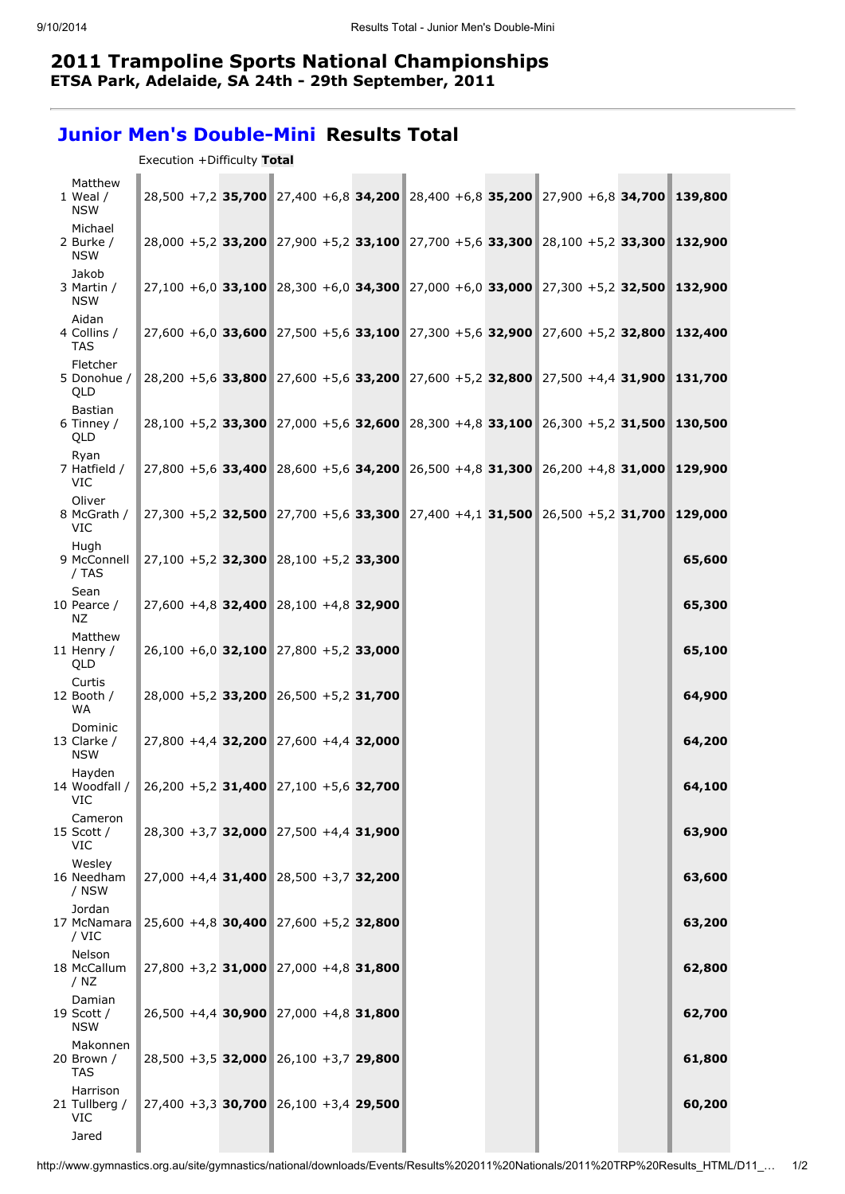# 2011 Trampoline Sports National Championships

**ETSA Park, Adelaide, SA 24th - 29th September, 2011**

## Junior Men's Double-Mini Results Total

Execution +Difficulty **Total**

| Rank | Name | Execution | +Difficulty | Total | Execution | +Difficulty | Total | Execution | +Difficulty | Total | Execution | +Difficulty | Total | Total |
|---|---|---|---|---|---|---|---|---|---|---|---|---|---|---|
| 1 | Matthew Weal / NSW | 28,500 | +7,2 | **35,700** | 27,400 | +6,8 | **34,200** | 28,400 | +6,8 | **35,200** | 27,900 | +6,8 | **34,700** | **139,800** |
| 2 | Michael Burke / NSW | 28,000 | +5,2 | **33,200** | 27,900 | +5,2 | **33,100** | 27,700 | +5,6 | **33,300** | 28,100 | +5,2 | **33,300** | **132,900** |
| 3 | Jakob Martin / NSW | 27,100 | +6,0 | **33,100** | 28,300 | +6,0 | **34,300** | 27,000 | +6,0 | **33,000** | 27,300 | +5,2 | **32,500** | **132,900** |
| 4 | Aidan Collins / TAS | 27,600 | +6,0 | **33,600** | 27,500 | +5,6 | **33,100** | 27,300 | +5,6 | **32,900** | 27,600 | +5,2 | **32,800** | **132,400** |
| 5 | Fletcher Donohue / QLD | 28,200 | +5,6 | **33,800** | 27,600 | +5,6 | **33,200** | 27,600 | +5,2 | **32,800** | 27,500 | +4,4 | **31,900** | **131,700** |
| 6 | Bastian Tinney / QLD | 28,100 | +5,2 | **33,300** | 27,000 | +5,6 | **32,600** | 28,300 | +4,8 | **33,100** | 26,300 | +5,2 | **31,500** | **130,500** |
| 7 | Ryan Hatfield / VIC | 27,800 | +5,6 | **33,400** | 28,600 | +5,6 | **34,200** | 26,500 | +4,8 | **31,300** | 26,200 | +4,8 | **31,000** | **129,900** |
| 8 | Oliver McGrath / VIC | 27,300 | +5,2 | **32,500** | 27,700 | +5,6 | **33,300** | 27,400 | +4,1 | **31,500** | 26,500 | +5,2 | **31,700** | **129,000** |
| 9 | Hugh McConnell / TAS | 27,100 | +5,2 | **32,300** | 28,100 | +5,2 | **33,300** | | | | | | | **65,600** |
| 10 | Sean Pearce / NZ | 27,600 | +4,8 | **32,400** | 28,100 | +4,8 | **32,900** | | | | | | | **65,300** |
| 11 | Matthew Henry / QLD | 26,100 | +6,0 | **32,100** | 27,800 | +5,2 | **33,000** | | | | | | | **65,100** |
| 12 | Curtis Booth / WA | 28,000 | +5,2 | **33,200** | 26,500 | +5,2 | **31,700** | | | | | | | **64,900** |
| 13 | Dominic Clarke / NSW | 27,800 | +4,4 | **32,200** | 27,600 | +4,4 | **32,000** | | | | | | | **64,200** |
| 14 | Hayden Woodfall / VIC | 26,200 | +5,2 | **31,400** | 27,100 | +5,6 | **32,700** | | | | | | | **64,100** |
| 15 | Cameron Scott / VIC | 28,300 | +3,7 | **32,000** | 27,500 | +4,4 | **31,900** | | | | | | | **63,900** |
| 16 | Wesley Needham / NSW | 27,000 | +4,4 | **31,400** | 28,500 | +3,7 | **32,200** | | | | | | | **63,600** |
| 17 | Jordan McNamara / VIC | 25,600 | +4,8 | **30,400** | 27,600 | +5,2 | **32,800** | | | | | | | **63,200** |
| 18 | Nelson McCallum / NZ | 27,800 | +3,2 | **31,000** | 27,000 | +4,8 | **31,800** | | | | | | | **62,800** |
| 19 | Damian Scott / NSW | 26,500 | +4,4 | **30,900** | 27,000 | +4,8 | **31,800** | | | | | | | **62,700** |
| 20 | Makonnen Brown / TAS | 28,500 | +3,5 | **32,000** | 26,100 | +3,7 | **29,800** | | | | | | | **61,800** |
| 21 | Harrison Tullberg / VIC | 27,400 | +3,3 | **30,700** | 26,100 | +3,4 | **29,500** | | | | | | | **60,200** |
| | Jared | | | | | | | | | | | | | |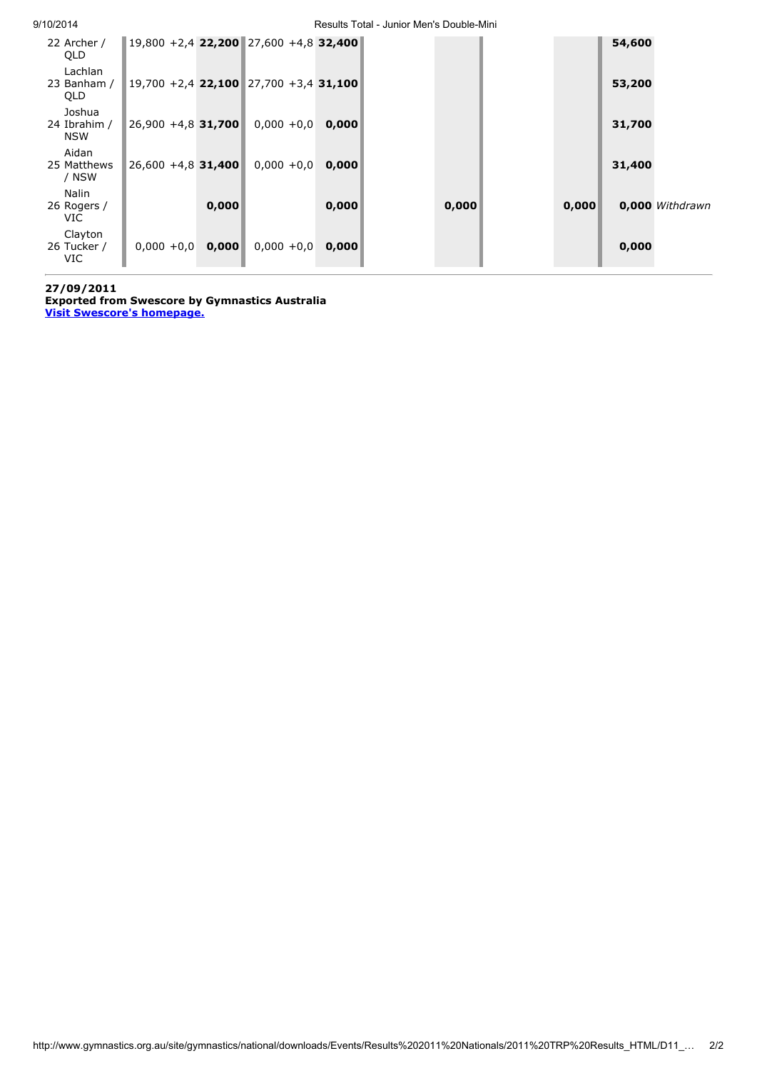| | | | | | | | | | | |
|---|---|---|---|---|---|---|---|---|---|---|
| 22 | Archer / QLD | 19,800 | +2,4 | **22,200** | 27,600 | +4,8 | **32,400** | | | **54,600** | |
| 23 | Lachlan Banham / QLD | 19,700 | +2,4 | **22,100** | 27,700 | +3,4 | **31,100** | | | **53,200** | |
| 24 | Joshua Ibrahim / NSW | 26,900 | +4,8 | **31,700** | 0,000 | +0,0 | **0,000** | | | **31,700** | |
| 25 | Aidan Matthews / NSW | 26,600 | +4,8 | **31,400** | 0,000 | +0,0 | **0,000** | | | **31,400** | |
| 26 | Nalin Rogers / VIC | | | **0,000** | | | **0,000** | **0,000** | **0,000** | **0,000** | *Withdrawn* |
| 26 | Clayton Tucker / VIC | 0,000 | +0,0 | **0,000** | 0,000 | +0,0 | **0,000** | | | **0,000** | |

**27/09/2011**
**Exported from Swescore by Gymnastics Australia**
**[Visit Swescore's homepage.](#)**